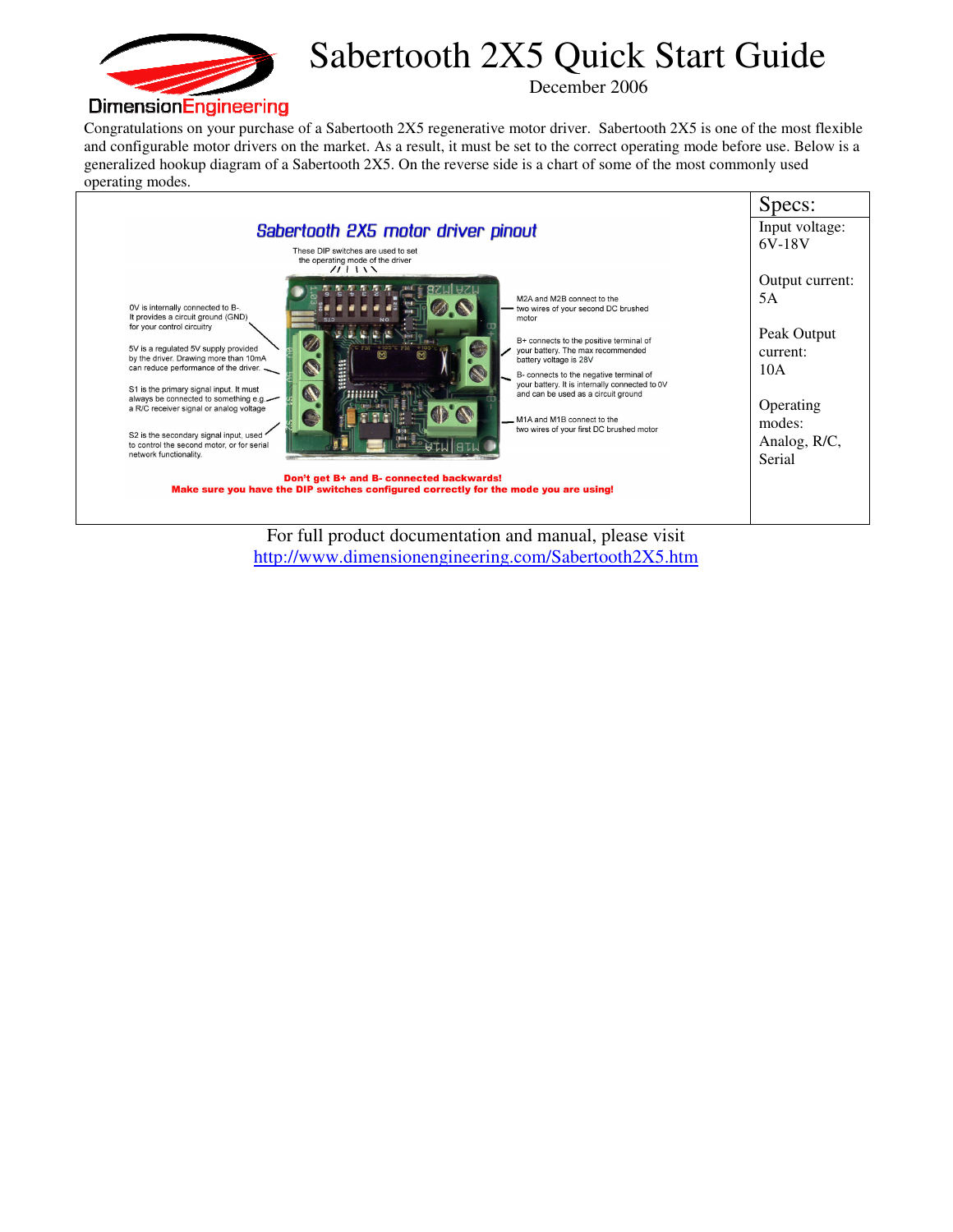# Sabertooth 2X5 Quick Start Guide

December 2006

DimensionEngineering

Congratulations on your purchase of a Sabertooth 2X5 regenerative motor driver. Sabertooth 2X5 is one of the most flexible and configurable motor drivers on the market. As a result, it must be set to the correct operating mode before use. Below is a generalized hookup diagram of a Sabertooth 2X5. On the reverse side is a chart of some of the most commonly used operating modes.

## Sabertooth 2X5 motor driver pinout

These DIP switches are used to set the operating mode of the driver

0V is internally connected to B-. It provides a circuit ground (GND) for your control circuitry

5V is a regulated 5V supply provided by the driver. Drawing more than 10mA can reduce performance of the driver.

S1 is the primary signal input. It must always be connected to something e.g. a R/C receiver signal or analog voltage

S2 is the secondary signal input, used to control the second motor, or for serial network functionality.

M2A and M2B connect to the two wires of your second DC brushed motor

B+ connects to the positive terminal of your battery. The max recommended battery voltage is 28V

B- connects to the negative terminal of your battery. It is internally connected to 0V and can be used as a circuit ground

M1A and M1B connect to the two wires of your first DC brushed motor

**Don't get B+ and B- connected backwards!**

**Make sure you have the DIP switches configured correctly for the mode you are using!**

## Specs:

Input voltage: 6V-18V

Output current: 5A

Peak Output current: 10A

Operating modes: Analog, R/C, Serial

For full product documentation and manual, please visit http://www.dimensionengineering.com/Sabertooth2X5.htm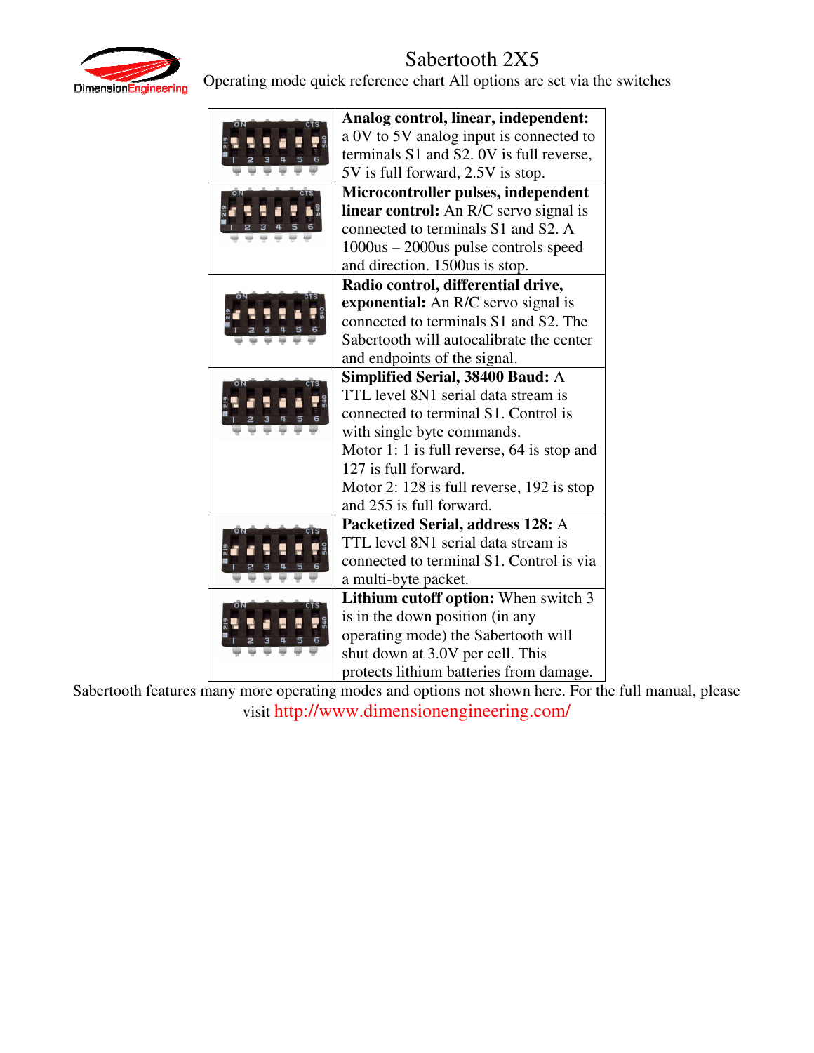# Sabertooth 2X5

Operating mode quick reference chart All options are set via the switches

| | |
|---|---|
| | **Analog control, linear, independent:** a 0V to 5V analog input is connected to terminals S1 and S2. 0V is full reverse, 5V is full forward, 2.5V is stop. |
| | **Microcontroller pulses, independent linear control:** An R/C servo signal is connected to terminals S1 and S2. A 1000us – 2000us pulse controls speed and direction. 1500us is stop. |
| | **Radio control, differential drive, exponential:** An R/C servo signal is connected to terminals S1 and S2. The Sabertooth will autocalibrate the center and endpoints of the signal. |
| | **Simplified Serial, 38400 Baud:** A TTL level 8N1 serial data stream is connected to terminal S1. Control is with single byte commands.<br>Motor 1: 1 is full reverse, 64 is stop and 127 is full forward.<br>Motor 2: 128 is full reverse, 192 is stop and 255 is full forward. |
| | **Packetized Serial, address 128:** A TTL level 8N1 serial data stream is connected to terminal S1. Control is via a multi-byte packet. |
| | **Lithium cutoff option:** When switch 3 is in the down position (in any operating mode) the Sabertooth will shut down at 3.0V per cell. This protects lithium batteries from damage. |

Sabertooth features many more operating modes and options not shown here. For the full manual, please visit http://www.dimensionengineering.com/